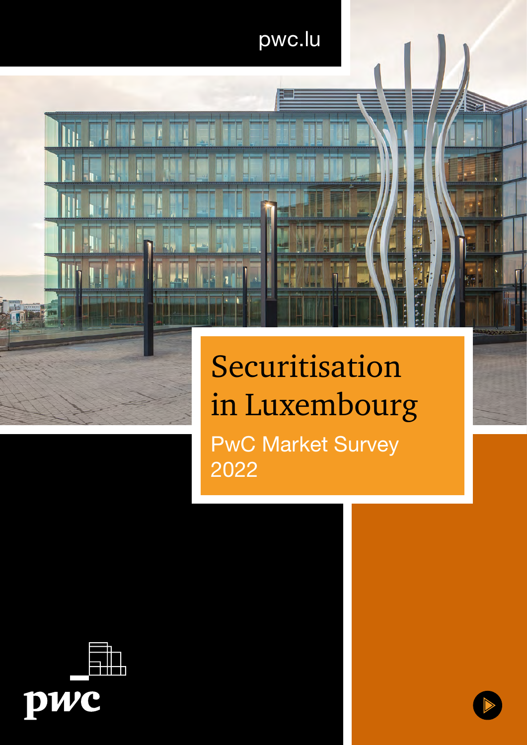pwc.lu

# Securitisation in Luxembourg

## PwC Market Survey 2022

pwc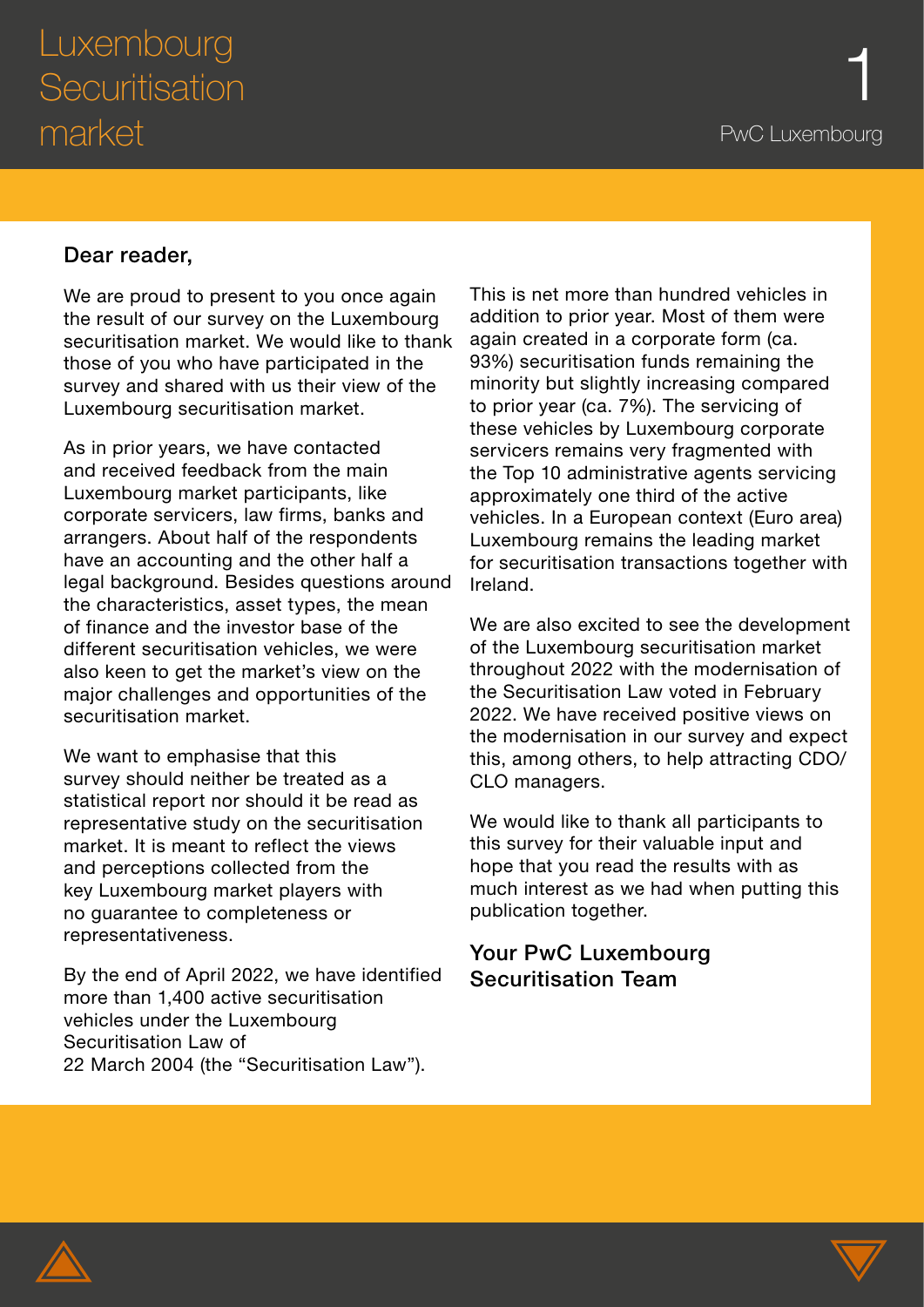# Luxembourg Securitisation market

Dear reader,

We are proud to present to you once again the result of our survey on the Luxembourg securitisation market. We would like to thank those of you who have participated in the survey and shared with us their view of the Luxembourg securitisation market.

As in prior years, we have contacted and received feedback from the main Luxembourg market participants, like corporate servicers, law firms, banks and arrangers. About half of the respondents have an accounting and the other half a legal background. Besides questions around the characteristics, asset types, the mean of finance and the investor base of the different securitisation vehicles, we were also keen to get the market's view on the major challenges and opportunities of the securitisation market.

We want to emphasise that this survey should neither be treated as a statistical report nor should it be read as representative study on the securitisation market. It is meant to reflect the views and perceptions collected from the key Luxembourg market players with no guarantee to completeness or representativeness.

By the end of April 2022, we have identified more than 1,400 active securitisation vehicles under the Luxembourg Securitisation Law of 22 March 2004 (the "Securitisation Law"). This is net more than hundred vehicles in addition to prior year. Most of them were again created in a corporate form (ca. 93%) securitisation funds remaining the minority but slightly increasing compared to prior year (ca. 7%). The servicing of these vehicles by Luxembourg corporate servicers remains very fragmented with the Top 10 administrative agents servicing approximately one third of the active vehicles. In a European context (Euro area) Luxembourg remains the leading market for securitisation transactions together with Ireland.

We are also excited to see the development of the Luxembourg securitisation market throughout 2022 with the modernisation of the Securitisation Law voted in February 2022. We have received positive views on the modernisation in our survey and expect this, among others, to help attracting CDO/ CLO managers.

We would like to thank all participants to this survey for their valuable input and hope that you read the results with as much interest as we had when putting this publication together.

**Your PwC Luxembourg Securitisation Team**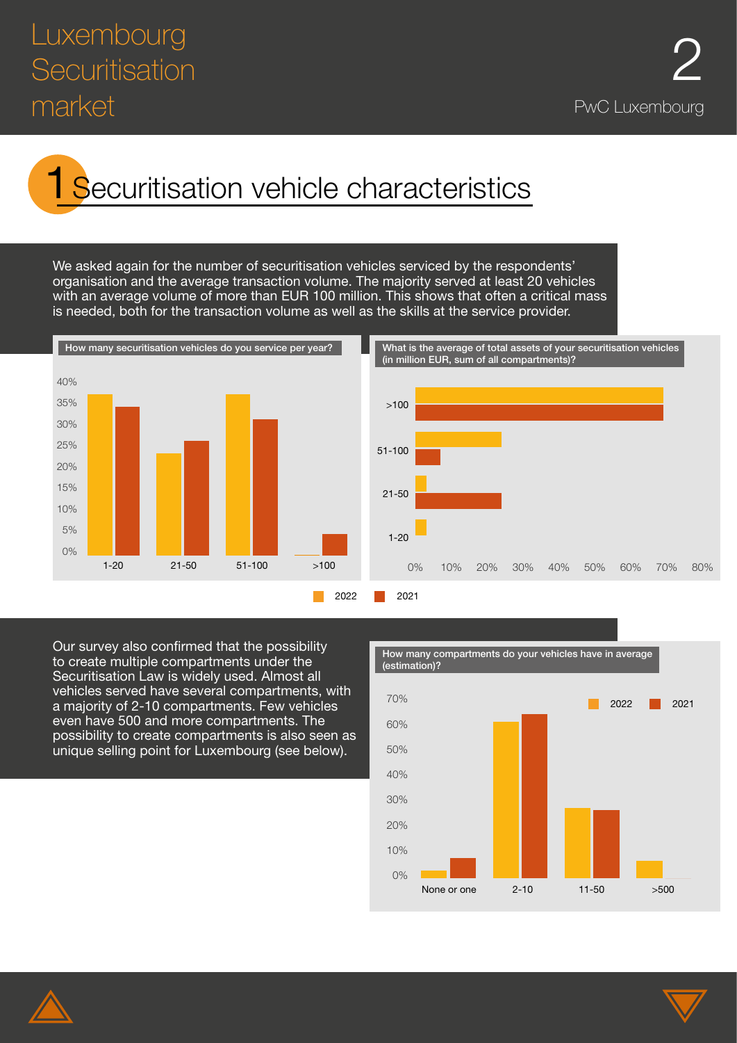## 1 Securitisation vehicle characteristics

We asked again for the number of securitisation vehicles serviced by the respondents' organisation and the average transaction volume. The majority served at least 20 vehicles with an average volume of more than EUR 100 million. This shows that often a critical mass is needed, both for the transaction volume as well as the skills at the service provider.

How many securitisation vehicles do you service per year?

What is the average of total assets of your securitisation vehicles (in million EUR, sum of all compartments)?

Our survey also confirmed that the possibility to create multiple compartments under the Securitisation Law is widely used. Almost all vehicles served have several compartments, with a majority of 2-10 compartments. Few vehicles even have 500 and more compartments. The possibility to create compartments is also seen as unique selling point for Luxembourg (see below).

How many compartments do your vehicles have in average (estimation)?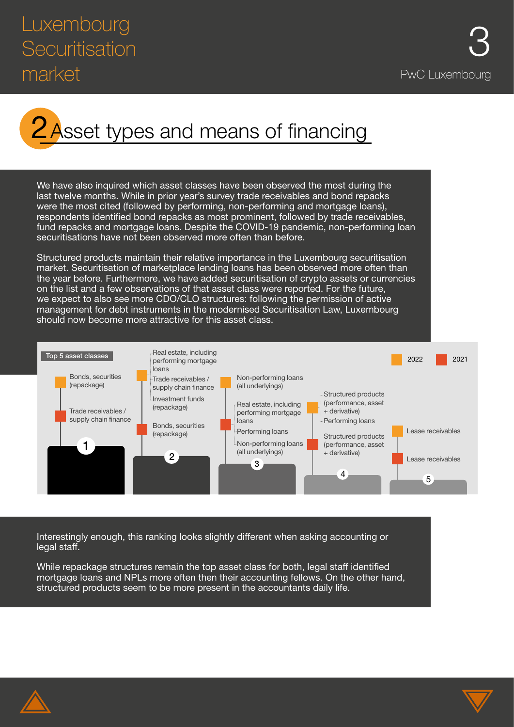## 2 Asset types and means of financing

We have also inquired which asset classes have been observed the most during the last twelve months. While in prior year's survey trade receivables and bond repacks were the most cited (followed by performing, non-performing and mortgage loans), respondents identified bond repacks as most prominent, followed by trade receivables, fund repacks and mortgage loans. Despite the COVID-19 pandemic, non-performing loan securitisations have not been observed more often than before.

Structured products maintain their relative importance in the Luxembourg securitisation market. Securitisation of marketplace lending loans has been observed more often than the year before. Furthermore, we have added securitisation of crypto assets or currencies on the list and a few observations of that asset class were reported. For the future, we expect to also see more CDO/CLO structures: following the permission of active management for debt instruments in the modernised Securitisation Law, Luxembourg should now become more attractive for this asset class.

**Top 5 asset classes**

| Rank | 2022 | 2021 |
| --- | --- | --- |
| 1 | Bonds, securities (repackage) | Trade receivables / supply chain finance |
| 2 | Real estate, including performing mortgage loans; Trade receivables / supply chain finance; Investment funds (repackage) | Bonds, securities (repackage) |
| 3 | Non-performing loans (all underlyings) | Real estate, including performing mortgage loans; Performing loans; Non-performing loans (all underlyings) |
| 4 | Structured products (performance, asset + derivative); Performing loans | Structured products (performance, asset + derivative) |
| 5 | Lease receivables | Lease receivables |

Interestingly enough, this ranking looks slightly different when asking accounting or legal staff.

While repackage structures remain the top asset class for both, legal staff identified mortgage loans and NPLs more often then their accounting fellows. On the other hand, structured products seem to be more present in the accountants daily life.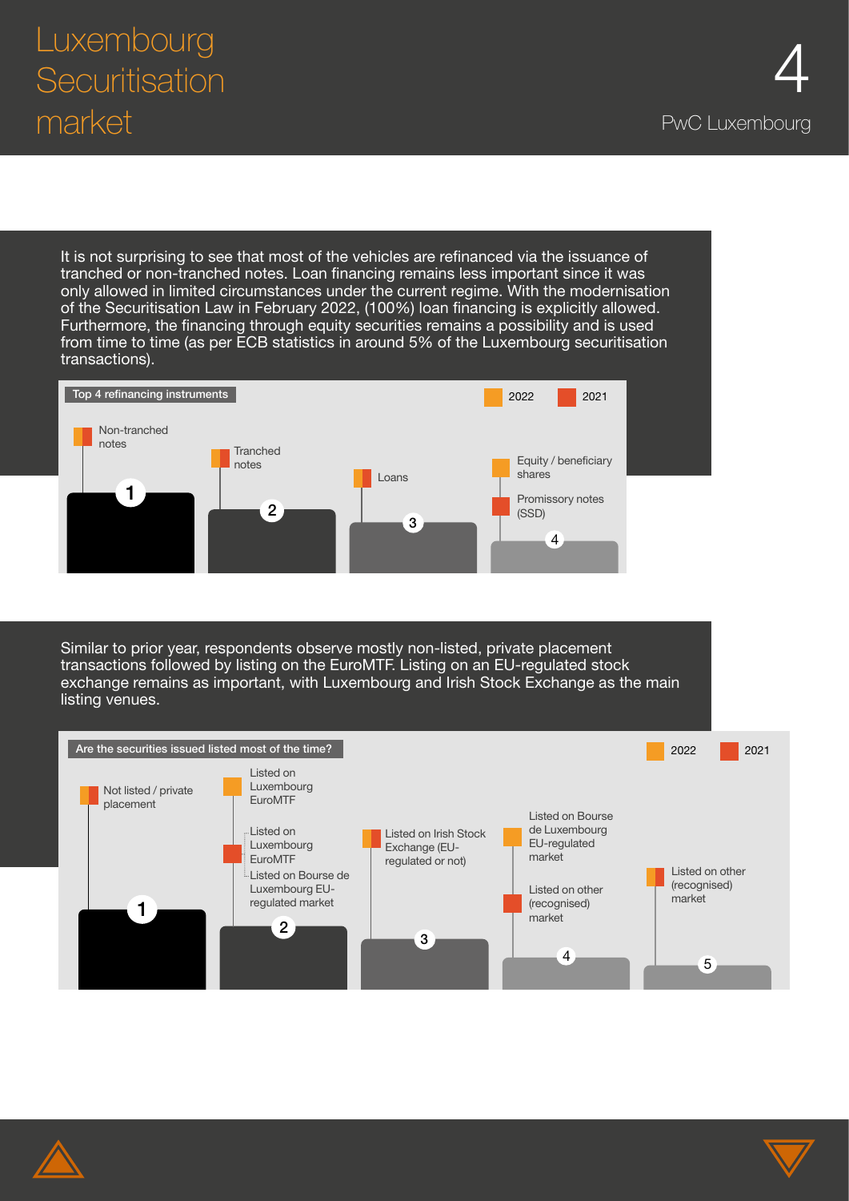It is not surprising to see that most of the vehicles are refinanced via the issuance of tranched or non-tranched notes. Loan financing remains less important since it was only allowed in limited circumstances under the current regime. With the modernisation of the Securitisation Law in February 2022, (100%) loan financing is explicitly allowed. Furthermore, the financing through equity securities remains a possibility and is used from time to time (as per ECB statistics in around 5% of the Luxembourg securitisation transactions).

**Top 4 refinancing instruments**

2022 | 2021

| Rank | 2022 | 2021 |
| --- | --- | --- |
| 1 | Non-tranched notes | Non-tranched notes |
| 2 | Tranched notes | Tranched notes |
| 3 | Loans | Loans |
| 4 | Equity / beneficiary shares | Promissory notes (SSD) |

Similar to prior year, respondents observe mostly non-listed, private placement transactions followed by listing on the EuroMTF. Listing on an EU-regulated stock exchange remains as important, with Luxembourg and Irish Stock Exchange as the main listing venues.

**Are the securities issued listed most of the time?**

2022 | 2021

| Rank | 2022 | 2021 |
| --- | --- | --- |
| 1 | Not listed / private placement | Not listed / private placement |
| 2 | Listed on Luxembourg EuroMTF | Listed on Luxembourg EuroMTF / Listed on Bourse de Luxembourg EU-regulated market |
| 3 | Listed on Irish Stock Exchange (EU-regulated or not) | Listed on Irish Stock Exchange (EU-regulated or not) |
| 4 | Listed on Bourse de Luxembourg EU-regulated market | Listed on other (recognised) market |
| 5 | Listed on other (recognised) market | Listed on other (recognised) market |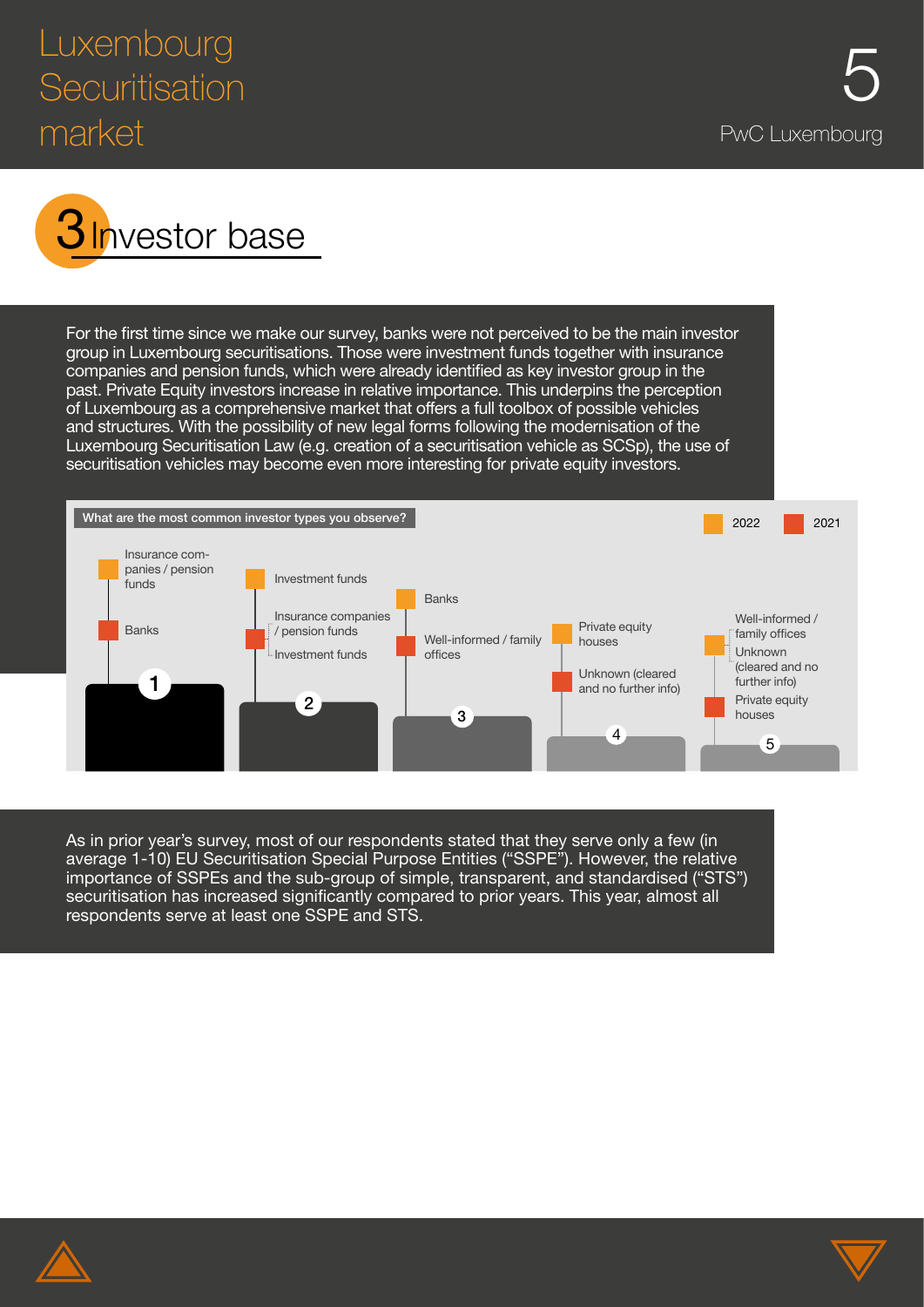## 3 Investor base

For the first time since we make our survey, banks were not perceived to be the main investor group in Luxembourg securitisations. Those were investment funds together with insurance companies and pension funds, which were already identified as key investor group in the past. Private Equity investors increase in relative importance. This underpins the perception of Luxembourg as a comprehensive market that offers a full toolbox of possible vehicles and structures. With the possibility of new legal forms following the modernisation of the Luxembourg Securitisation Law (e.g. creation of a securitisation vehicle as SCSp), the use of securitisation vehicles may become even more interesting for private equity investors.

**What are the most common investor types you observe?**

| Rank | 2022 | 2021 |
|---|---|---|
| 1 | Insurance companies / pension funds | Banks |
| 2 | Investment funds | Insurance companies / pension funds; Investment funds |
| 3 | Banks | Well-informed / family offices |
| 4 | Private equity houses | Unknown (cleared and no further info) |
| 5 | Well-informed / family offices; Unknown (cleared and no further info) | Private equity houses |

As in prior year's survey, most of our respondents stated that they serve only a few (in average 1-10) EU Securitisation Special Purpose Entities ("SSPE"). However, the relative importance of SSPEs and the sub-group of simple, transparent, and standardised ("STS") securitisation has increased significantly compared to prior years. This year, almost all respondents serve at least one SSPE and STS.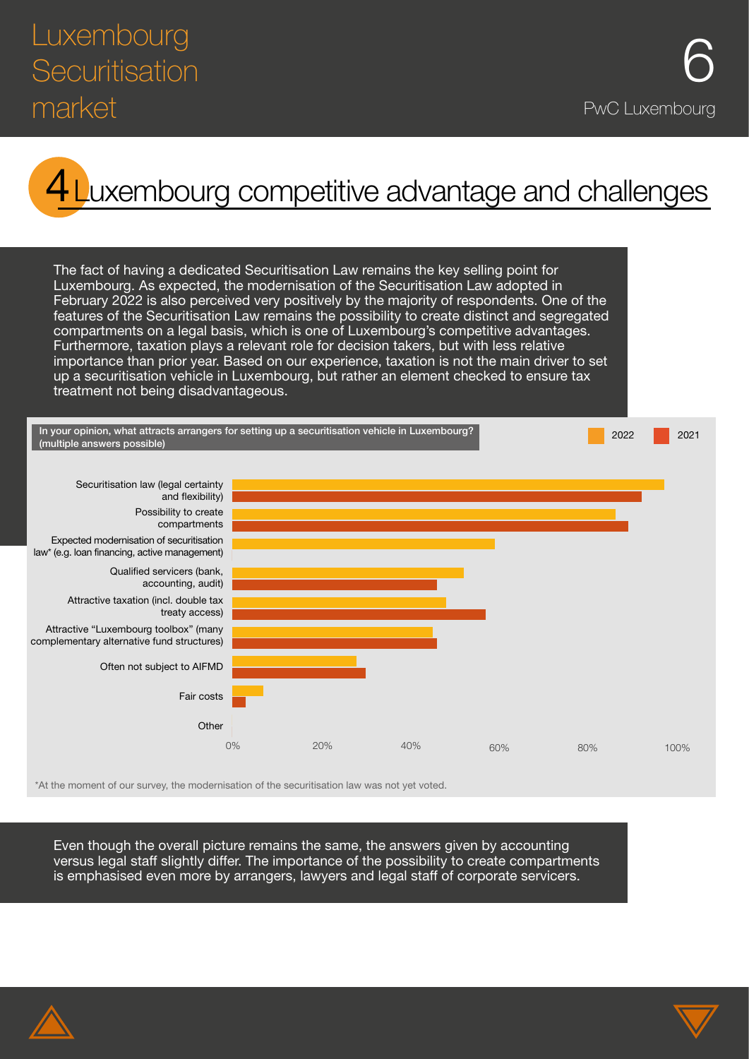# 4 Luxembourg competitive advantage and challenges

The fact of having a dedicated Securitisation Law remains the key selling point for Luxembourg. As expected, the modernisation of the Securitisation Law adopted in February 2022 is also perceived very positively by the majority of respondents. One of the features of the Securitisation Law remains the possibility to create distinct and segregated compartments on a legal basis, which is one of Luxembourg's competitive advantages. Furthermore, taxation plays a relevant role for decision takers, but with less relative importance than prior year. Based on our experience, taxation is not the main driver to set up a securitisation vehicle in Luxembourg, but rather an element checked to ensure tax treatment not being disadvantageous.

**In your opinion, what attracts arrangers for setting up a securitisation vehicle in Luxembourg? (multiple answers possible)**

2022 | 2021

- Securitisation law (legal certainty and flexibility)
- Possibility to create compartments
- Expected modernisation of securitisation law* (e.g. loan financing, active management)
- Qualified servicers (bank, accounting, audit)
- Attractive taxation (incl. double tax treaty access)
- Attractive "Luxembourg toolbox" (many complementary alternative fund structures)
- Often not subject to AIFMD
- Fair costs
- Other

0% 20% 40% 60% 80% 100%

*At the moment of our survey, the modernisation of the securitisation law was not yet voted.

Even though the overall picture remains the same, the answers given by accounting versus legal staff slightly differ. The importance of the possibility to create compartments is emphasised even more by arrangers, lawyers and legal staff of corporate servicers.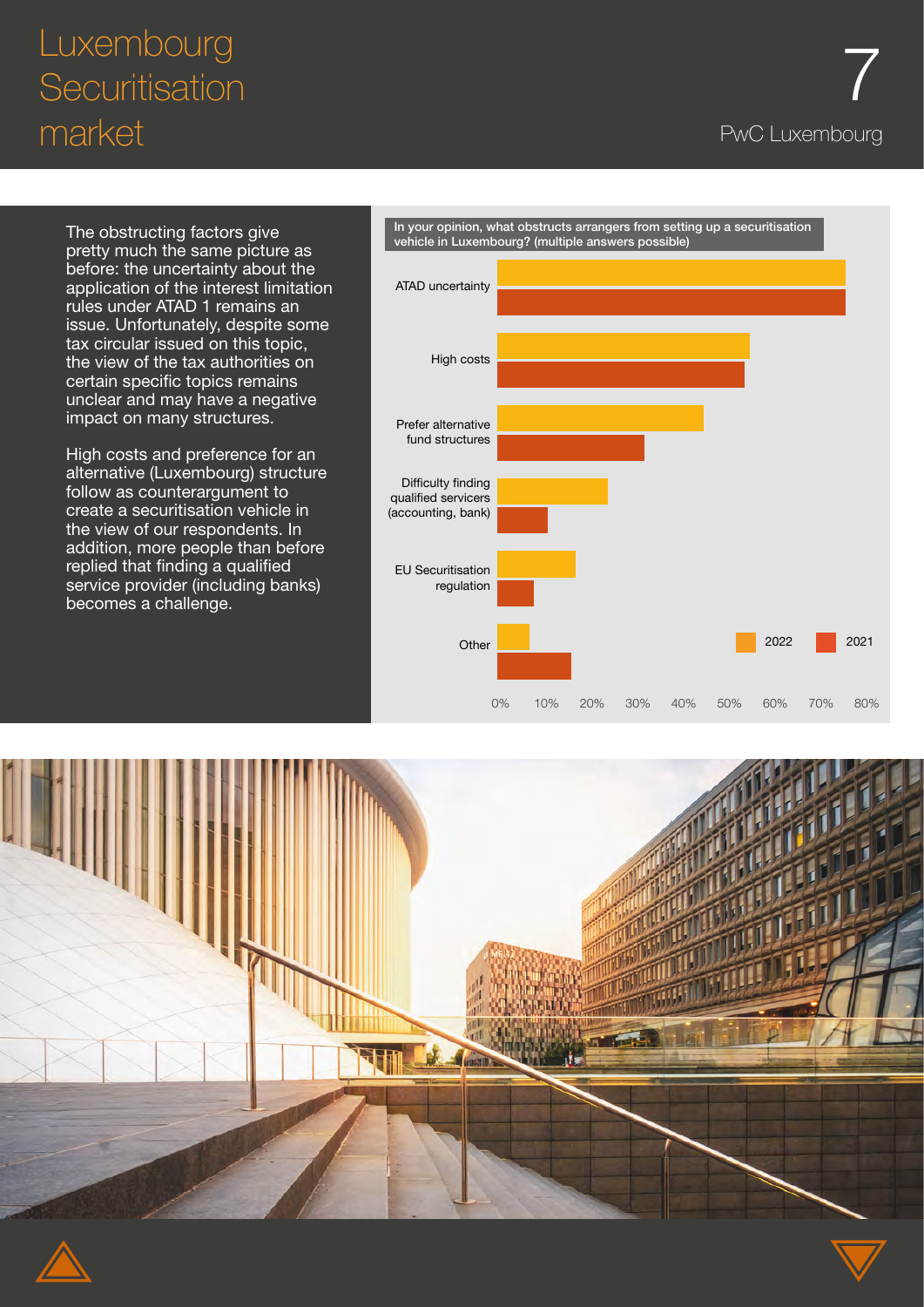The obstructing factors give pretty much the same picture as before: the uncertainty about the application of the interest limitation rules under ATAD 1 remains an issue. Unfortunately, despite some tax circular issued on this topic, the view of the tax authorities on certain specific topics remains unclear and may have a negative impact on many structures.

High costs and preference for an alternative (Luxembourg) structure follow as counterargument to create a securitisation vehicle in the view of our respondents. In addition, more people than before replied that finding a qualified service provider (including banks) becomes a challenge.

**In your opinion, what obstructs arrangers from setting up a securitisation vehicle in Luxembourg? (multiple answers possible)**

| | 2022 | 2021 |
|---|---|---|
| ATAD uncertainty | ~76% | ~76% |
| High costs | ~55% | ~54% |
| Prefer alternative fund structures | ~45% | ~32% |
| Difficulty finding qualified servicers (accounting, bank) | ~24% | ~11% |
| EU Securitisation regulation | ~17% | ~8% |
| Other | ~7% | ~16% |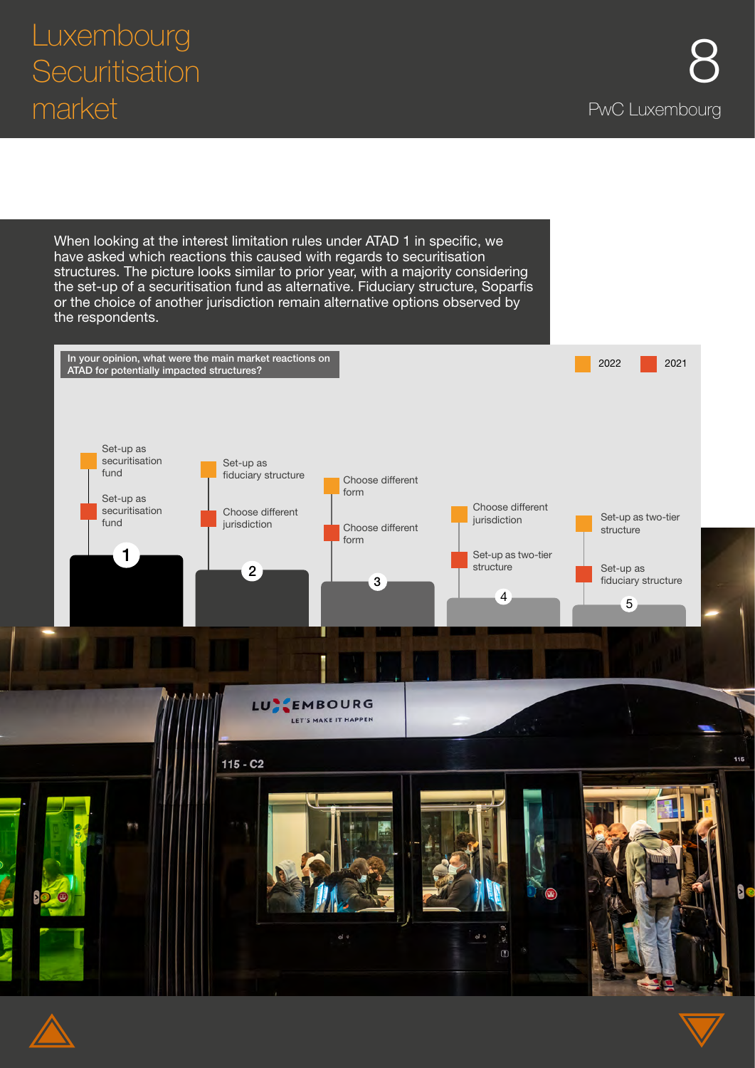When looking at the interest limitation rules under ATAD 1 in specific, we have asked which reactions this caused with regards to securitisation structures. The picture looks similar to prior year, with a majority considering the set-up of a securitisation fund as alternative. Fiduciary structure, Soparfis or the choice of another jurisdiction remain alternative options observed by the respondents.

**In your opinion, what were the main market reactions on ATAD for potentially impacted structures?**

| Rank | 2022 | 2021 |
| --- | --- | --- |
| 1 | Set-up as securitisation fund | Set-up as securitisation fund |
| 2 | Set-up as fiduciary structure | Choose different jurisdiction |
| 3 | Choose different form | Choose different form |
| 4 | Choose different jurisdiction | Set-up as two-tier structure |
| 5 | Set-up as two-tier structure | Set-up as fiduciary structure |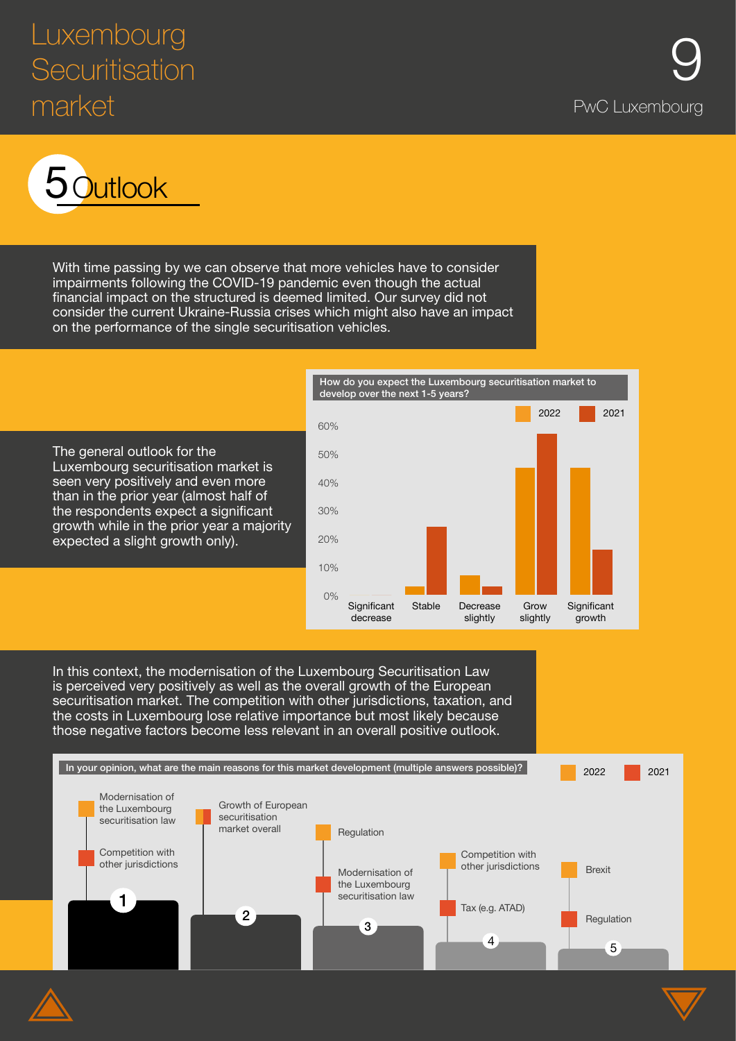## 5 Outlook

With time passing by we can observe that more vehicles have to consider impairments following the COVID-19 pandemic even though the actual financial impact on the structured is deemed limited. Our survey did not consider the current Ukraine-Russia crises which might also have an impact on the performance of the single securitisation vehicles.

The general outlook for the Luxembourg securitisation market is seen very positively and even more than in the prior year (almost half of the respondents expect a significant growth while in the prior year a majority expected a slight growth only).

**How do you expect the Luxembourg securitisation market to develop over the next 1-5 years?**

2022 | 2021

60%
50%
40%
30%
20%
10%
0%

Significant decrease | Stable | Decrease slightly | Grow slightly | Significant growth

In this context, the modernisation of the Luxembourg Securitisation Law is perceived very positively as well as the overall growth of the European securitisation market. The competition with other jurisdictions, taxation, and the costs in Luxembourg lose relative importance but most likely because those negative factors become less relevant in an overall positive outlook.

**In your opinion, what are the main reasons for this market development (multiple answers possible)?**

| Rank | 2022 | 2021 |
|---|---|---|
| 1 | Modernisation of the Luxembourg securitisation law | Competition with other jurisdictions |
| 2 | Growth of European securitisation market overall | Growth of European securitisation market overall |
| 3 | Regulation | Modernisation of the Luxembourg securitisation law |
| 4 | Competition with other jurisdictions | Tax (e.g. ATAD) |
| 5 | Brexit | Regulation |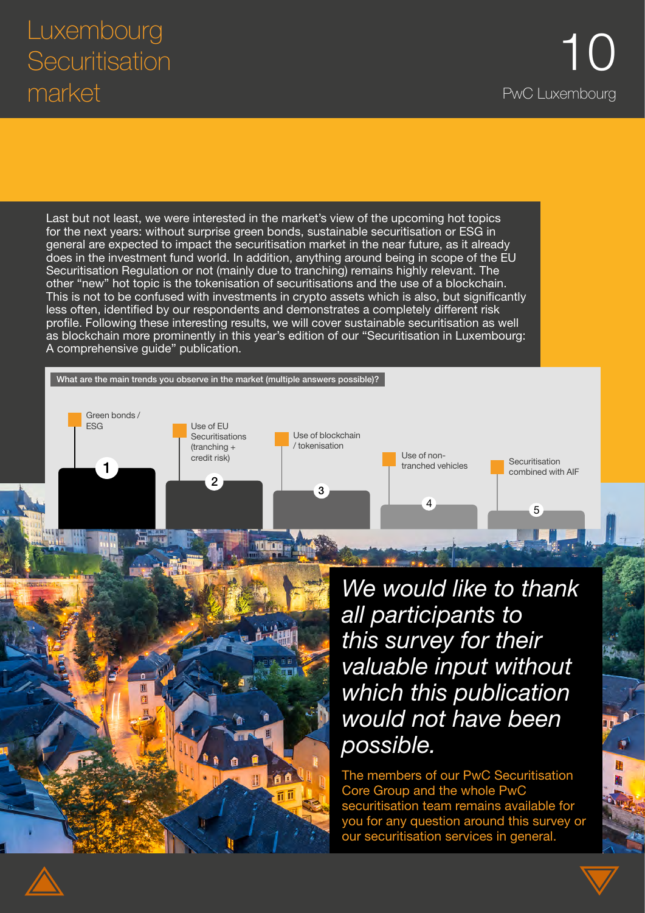# Luxembourg Securitisation market

Last but not least, we were interested in the market's view of the upcoming hot topics for the next years: without surprise green bonds, sustainable securitisation or ESG in general are expected to impact the securitisation market in the near future, as it already does in the investment fund world. In addition, anything around being in scope of the EU Securitisation Regulation or not (mainly due to tranching) remains highly relevant. The other "new" hot topic is the tokenisation of securitisations and the use of a blockchain. This is not to be confused with investments in crypto assets which is also, but significantly less often, identified by our respondents and demonstrates a completely different risk profile. Following these interesting results, we will cover sustainable securitisation as well as blockchain more prominently in this year's edition of our "Securitisation in Luxembourg: A comprehensive guide" publication.

**What are the main trends you observe in the market (multiple answers possible)?**

| Rank | Trend |
| --- | --- |
| 1 | Green bonds / ESG |
| 2 | Use of EU Securitisations (tranching + credit risk) |
| 3 | Use of blockchain / tokenisation |
| 4 | Use of non-tranched vehicles |
| 5 | Securitisation combined with AIF |

*We would like to thank all participants to this survey for their valuable input without which this publication would not have been possible.*

The members of our PwC Securitisation Core Group and the whole PwC securitisation team remains available for you for any question around this survey or our securitisation services in general.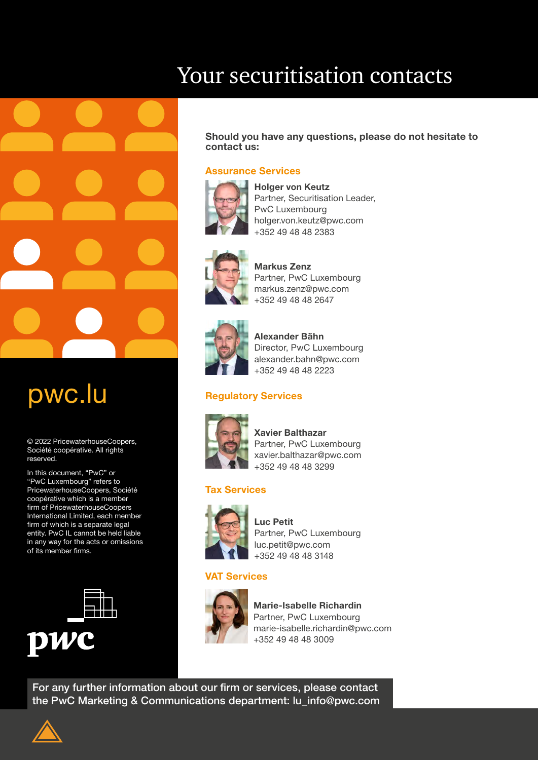# Your securitisation contacts

**Should you have any questions, please do not hesitate to contact us:**

## Assurance Services

**Holger von Keutz**
Partner, Securitisation Leader,
PwC Luxembourg
holger.von.keutz@pwc.com
+352 49 48 48 2383

**Markus Zenz**
Partner, PwC Luxembourg
markus.zenz@pwc.com
+352 49 48 48 2647

**Alexander Bähn**
Director, PwC Luxembourg
alexander.bahn@pwc.com
+352 49 48 48 2223

## Regulatory Services

**Xavier Balthazar**
Partner, PwC Luxembourg
xavier.balthazar@pwc.com
+352 49 48 48 3299

## Tax Services

**Luc Petit**
Partner, PwC Luxembourg
luc.petit@pwc.com
+352 49 48 48 3148

## VAT Services

**Marie-Isabelle Richardin**
Partner, PwC Luxembourg
marie-isabelle.richardin@pwc.com
+352 49 48 48 3009

pwc.lu

© 2022 PricewaterhouseCoopers, Société coopérative. All rights reserved.

In this document, "PwC" or "PwC Luxembourg" refers to PricewaterhouseCoopers, Société coopérative which is a member firm of PricewaterhouseCoopers International Limited, each member firm of which is a separate legal entity. PwC IL cannot be held liable in any way for the acts or omissions of its member firms.

For any further information about our firm or services, please contact the PwC Marketing & Communications department: lu_info@pwc.com